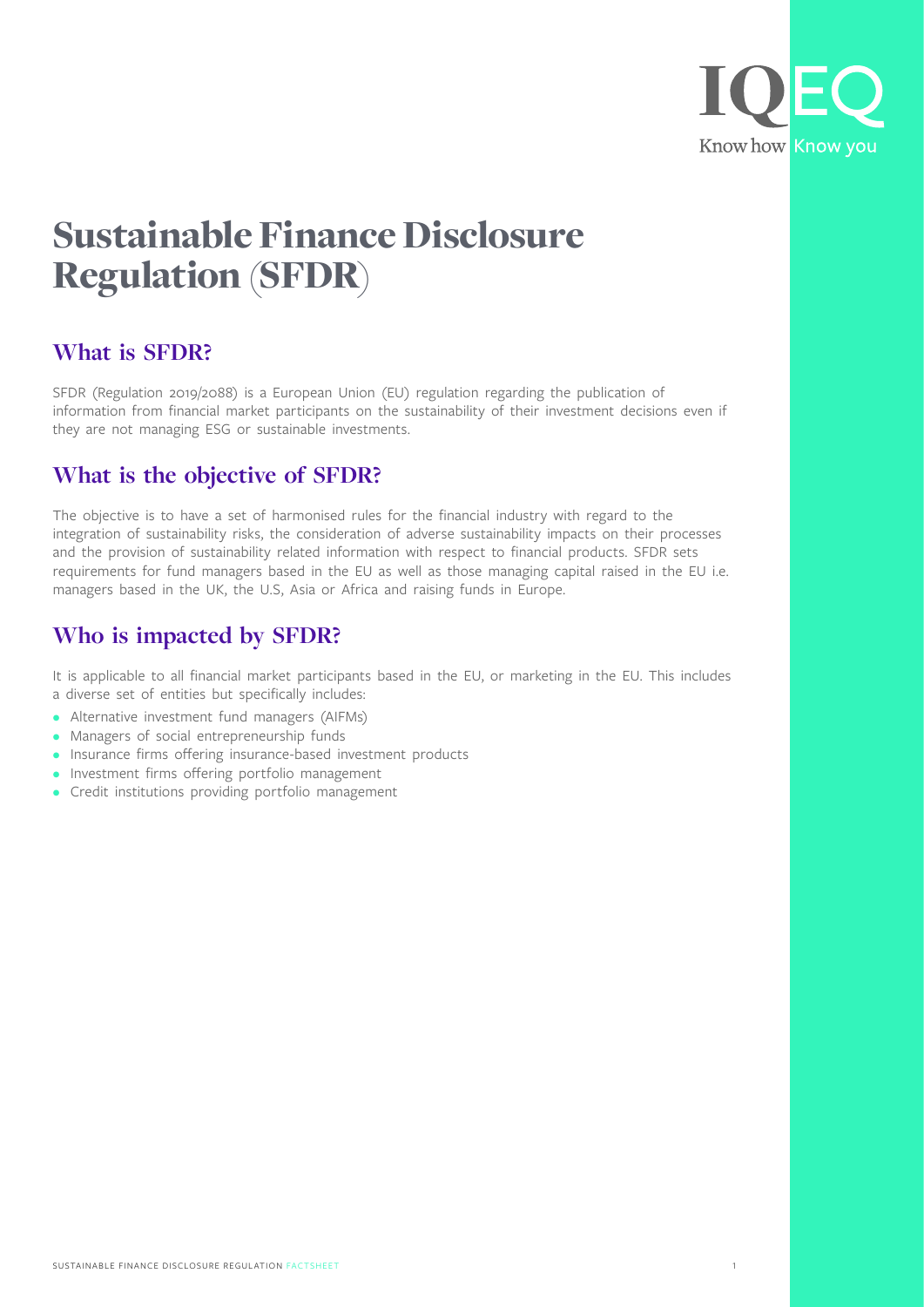# Sustainable Finance Disclosure Regulation (SFDR)

## What is SFDR?

SFDR (Regulation 2019/2088) is a European Union (EU) regulation regarding the publication of information from financial market participants on the sustainability of their investment decisions even if they are not managing ESG or sustainable investments.

## What is the objective of SFDR?

The objective is to have a set of harmonised rules for the financial industry with regard to the integration of sustainability risks, the consideration of adverse sustainability impacts on their processes and the provision of sustainability related information with respect to financial products. SFDR sets requirements for fund managers based in the EU as well as those managing capital raised in the EU i.e. managers based in the UK, the U.S, Asia or Africa and raising funds in Europe.

## Who is impacted by SFDR?

It is applicable to all financial market participants based in the EU, or marketing in the EU. This includes a diverse set of entities but specifically includes:

- Alternative investment fund managers (AIFMs)
- Managers of social entrepreneurship funds
- Insurance firms offering insurance-based investment products
- Investment firms offering portfolio management
- Credit institutions providing portfolio management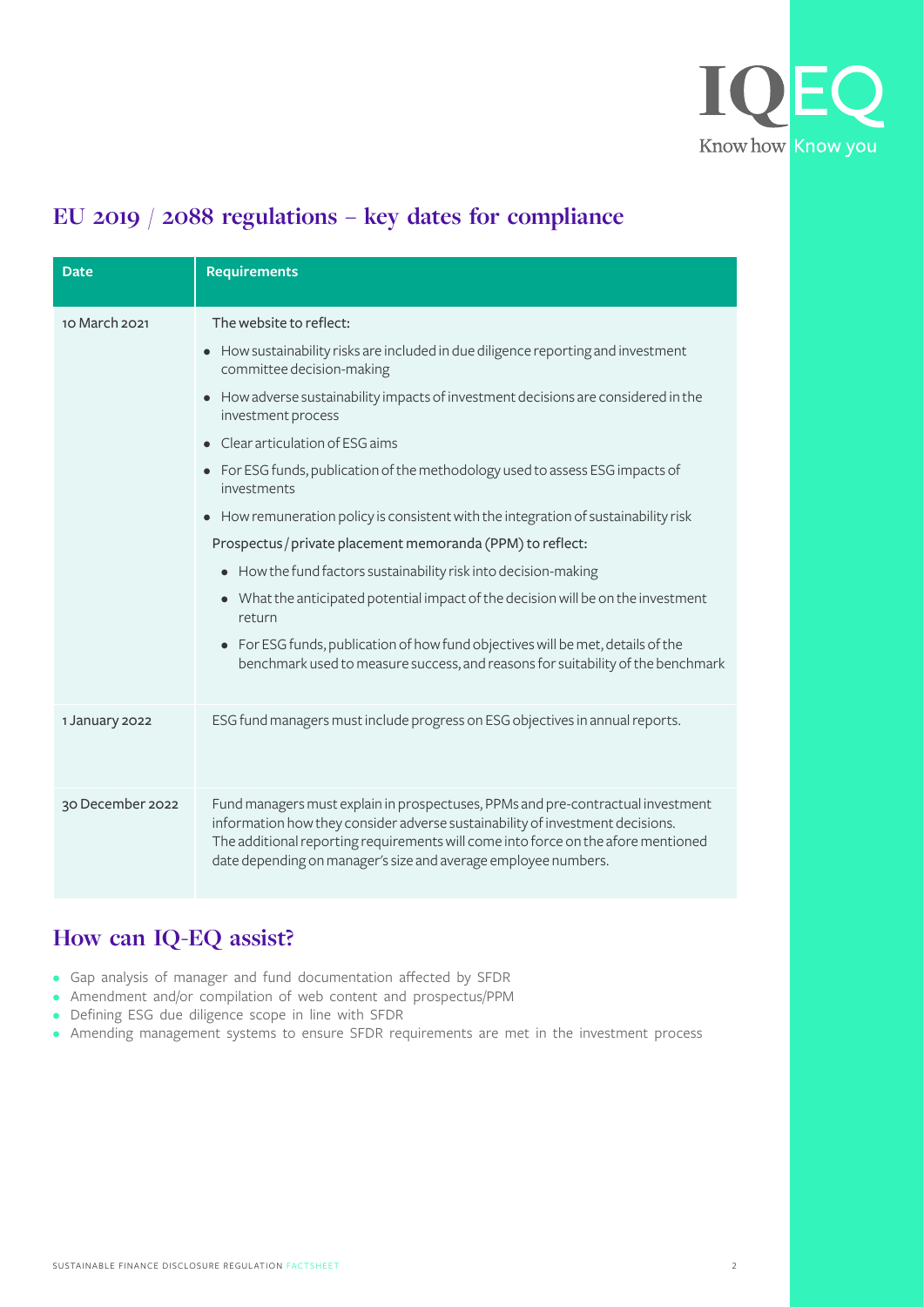## EU 2019 / 2088 regulations – key dates for compliance

| Date | Requirements |
|---|---|
| 10 March 2021 | The website to reflect:<br>• How sustainability risks are included in due diligence reporting and investment committee decision-making<br>• How adverse sustainability impacts of investment decisions are considered in the investment process<br>• Clear articulation of ESG aims<br>• For ESG funds, publication of the methodology used to assess ESG impacts of investments<br>• How remuneration policy is consistent with the integration of sustainability risk<br>Prospectus / private placement memoranda (PPM) to reflect:<br>• How the fund factors sustainability risk into decision-making<br>• What the anticipated potential impact of the decision will be on the investment return<br>• For ESG funds, publication of how fund objectives will be met, details of the benchmark used to measure success, and reasons for suitability of the benchmark |
| 1 January 2022 | ESG fund managers must include progress on ESG objectives in annual reports. |
| 30 December 2022 | Fund managers must explain in prospectuses, PPMs and pre-contractual investment information how they consider adverse sustainability of investment decisions. The additional reporting requirements will come into force on the afore mentioned date depending on manager's size and average employee numbers. |

## How can IQ-EQ assist?

- Gap analysis of manager and fund documentation affected by SFDR
- Amendment and/or compilation of web content and prospectus/PPM
- Defining ESG due diligence scope in line with SFDR
- Amending management systems to ensure SFDR requirements are met in the investment process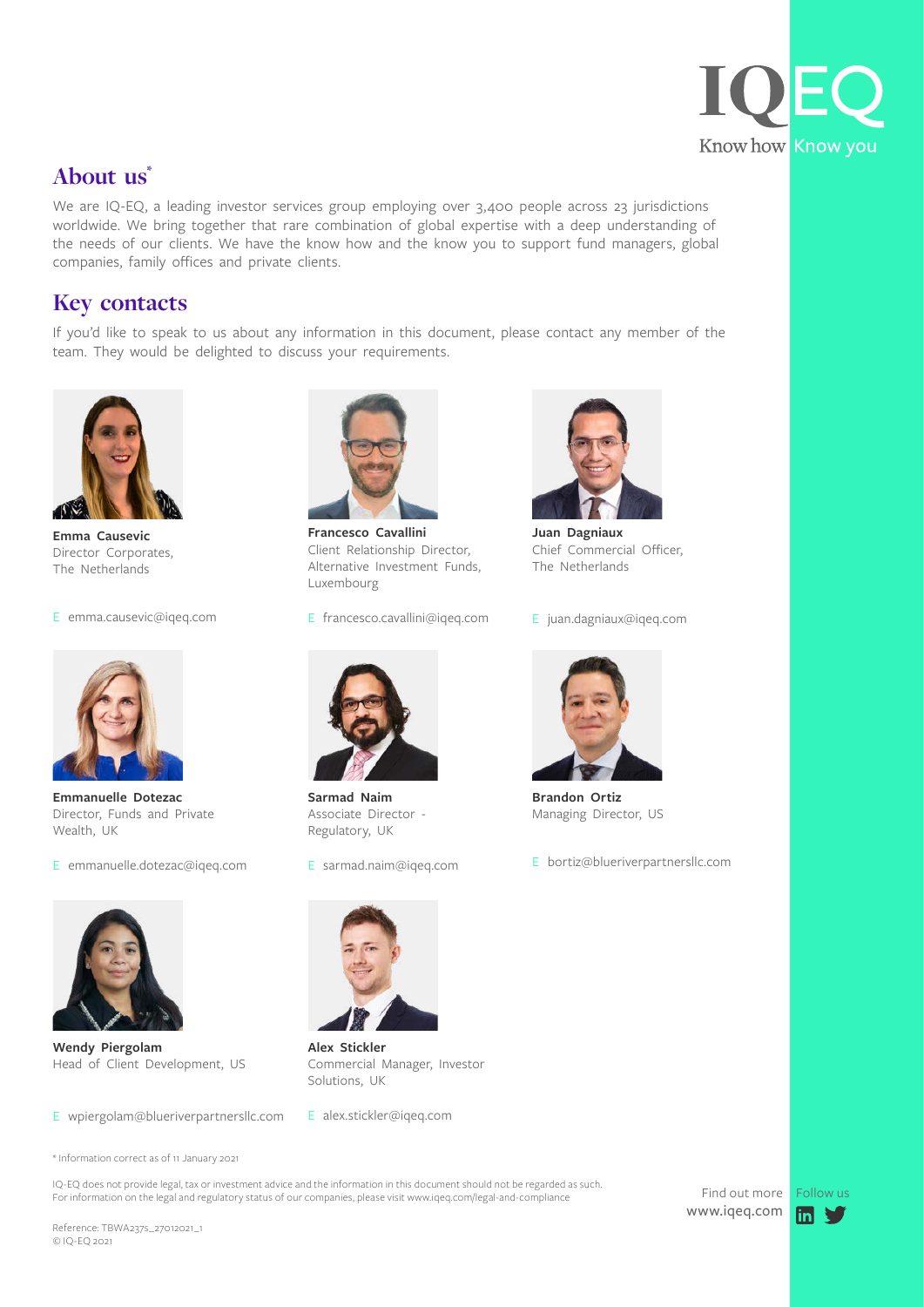IQEQ

Know how Know you

## About us*

We are IQ-EQ, a leading investor services group employing over 3,400 people across 23 jurisdictions worldwide. We bring together that rare combination of global expertise with a deep understanding of the needs of our clients. We have the know how and the know you to support fund managers, global companies, family offices and private clients.

## Key contacts

If you'd like to speak to us about any information in this document, please contact any member of the team. They would be delighted to discuss your requirements.

**Emma Causevic**
Director Corporates, The Netherlands

E emma.causevic@iqeq.com

**Francesco Cavallini**
Client Relationship Director, Alternative Investment Funds, Luxembourg

E francesco.cavallini@iqeq.com

**Juan Dagniaux**
Chief Commercial Officer, The Netherlands

E juan.dagniaux@iqeq.com

**Emmanuelle Dotezac**
Director, Funds and Private Wealth, UK

E emmanuelle.dotezac@iqeq.com

**Sarmad Naim**
Associate Director - Regulatory, UK

E sarmad.naim@iqeq.com

**Brandon Ortiz**
Managing Director, US

E bortiz@blueriverpartnersllc.com

**Wendy Piergolam**
Head of Client Development, US

E wpiergolam@blueriverpartnersllc.com

**Alex Stickler**
Commercial Manager, Investor Solutions, UK

E alex.stickler@iqeq.com

* Information correct as of 11 January 2021

IQ-EQ does not provide legal, tax or investment advice and the information in this document should not be regarded as such. For information on the legal and regulatory status of our companies, please visit www.iqeq.com/legal-and-compliance

Find out more www.iqeq.com

Follow us

Reference: TBWA2375_27012021_1
© IQ-EQ 2021